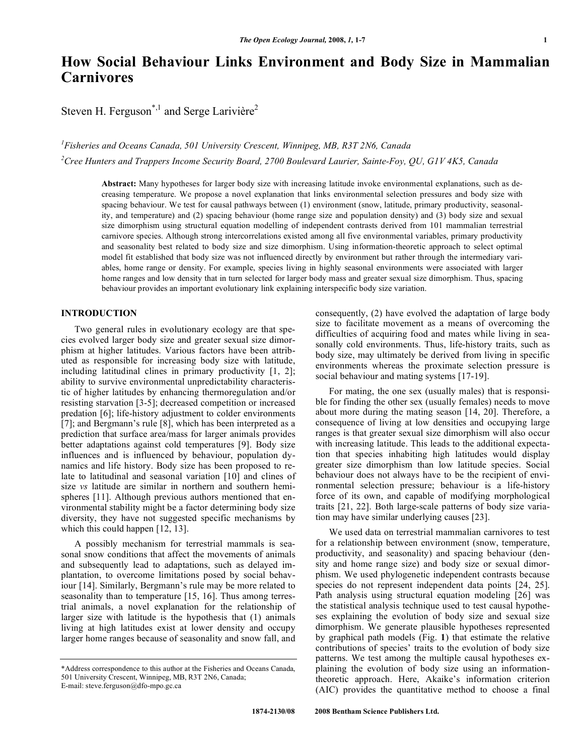# How Social Behaviour Links Environment and Body Size in Mammalian Carnivores

Steven H. Ferguson[*,1] and Serge Larivière[2]

[1]Fisheries and Oceans Canada, 501 University Crescent, Winnipeg, MB, R3T 2N6, Canada

[2]Cree Hunters and Trappers Income Security Board, 2700 Boulevard Laurier, Sainte-Foy, QU, G1V 4K5, Canada

**Abstract:** Many hypotheses for larger body size with increasing latitude invoke environmental explanations, such as decreasing temperature. We propose a novel explanation that links environmental selection pressures and body size with spacing behaviour. We test for causal pathways between (1) environment (snow, latitude, primary productivity, seasonality, and temperature) and (2) spacing behaviour (home range size and population density) and (3) body size and sexual size dimorphism using structural equation modelling of independent contrasts derived from 101 mammalian terrestrial carnivore species. Although strong intercorrelations existed among all five environmental variables, primary productivity and seasonality best related to body size and size dimorphism. Using information-theoretic approach to select optimal model fit established that body size was not influenced directly by environment but rather through the intermediary variables, home range or density. For example, species living in highly seasonal environments were associated with larger home ranges and low density that in turn selected for larger body mass and greater sexual size dimorphism. Thus, spacing behaviour provides an important evolutionary link explaining interspecific body size variation.

## INTRODUCTION

Two general rules in evolutionary ecology are that species evolved larger body size and greater sexual size dimorphism at higher latitudes. Various factors have been attributed as responsible for increasing body size with latitude, including latitudinal clines in primary productivity [1, 2]; ability to survive environmental unpredictability characteristic of higher latitudes by enhancing thermoregulation and/or resisting starvation [3-5]; decreased competition or increased predation [6]; life-history adjustment to colder environments [7]; and Bergmann's rule [8], which has been interpreted as a prediction that surface area/mass for larger animals provides better adaptations against cold temperatures [9]. Body size influences and is influenced by behaviour, population dynamics and life history. Body size has been proposed to relate to latitudinal and seasonal variation [10] and clines of size *vs* latitude are similar in northern and southern hemispheres [11]. Although previous authors mentioned that environmental stability might be a factor determining body size diversity, they have not suggested specific mechanisms by which this could happen [12, 13].

A possibly mechanism for terrestrial mammals is seasonal snow conditions that affect the movements of animals and subsequently lead to adaptations, such as delayed implantation, to overcome limitations posed by social behaviour [14]. Similarly, Bergmann's rule may be more related to seasonality than to temperature [15, 16]. Thus among terrestrial animals, a novel explanation for the relationship of larger size with latitude is the hypothesis that (1) animals living at high latitudes exist at lower density and occupy larger home ranges because of seasonality and snow fall, and consequently, (2) have evolved the adaptation of large body size to facilitate movement as a means of overcoming the difficulties of acquiring food and mates while living in seasonally cold environments. Thus, life-history traits, such as body size, may ultimately be derived from living in specific environments whereas the proximate selection pressure is social behaviour and mating systems [17-19].

For mating, the one sex (usually males) that is responsible for finding the other sex (usually females) needs to move about more during the mating season [14, 20]. Therefore, a consequence of living at low densities and occupying large ranges is that greater sexual size dimorphism will also occur with increasing latitude. This leads to the additional expectation that species inhabiting high latitudes would display greater size dimorphism than low latitude species. Social behaviour does not always have to be the recipient of environmental selection pressure; behaviour is a life-history force of its own, and capable of modifying morphological traits [21, 22]. Both large-scale patterns of body size variation may have similar underlying causes [23].

We used data on terrestrial mammalian carnivores to test for a relationship between environment (snow, temperature, productivity, and seasonality) and spacing behaviour (density and home range size) and body size or sexual dimorphism. We used phylogenetic independent contrasts because species do not represent independent data points [24, 25]. Path analysis using structural equation modeling [26] was the statistical analysis technique used to test causal hypotheses explaining the evolution of body size and sexual size dimorphism. We generate plausible hypotheses represented by graphical path models (Fig. **1**) that estimate the relative contributions of species' traits to the evolution of body size patterns. We test among the multiple causal hypotheses explaining the evolution of body size using an information-theoretic approach. Here, Akaike's information criterion (AIC) provides the quantitative method to choose a final

*Address correspondence to this author at the Fisheries and Oceans Canada, 501 University Crescent, Winnipeg, MB, R3T 2N6, Canada; E-mail: steve.ferguson@dfo-mpo.gc.ca

1874-2130/08 2008 Bentham Science Publishers Ltd.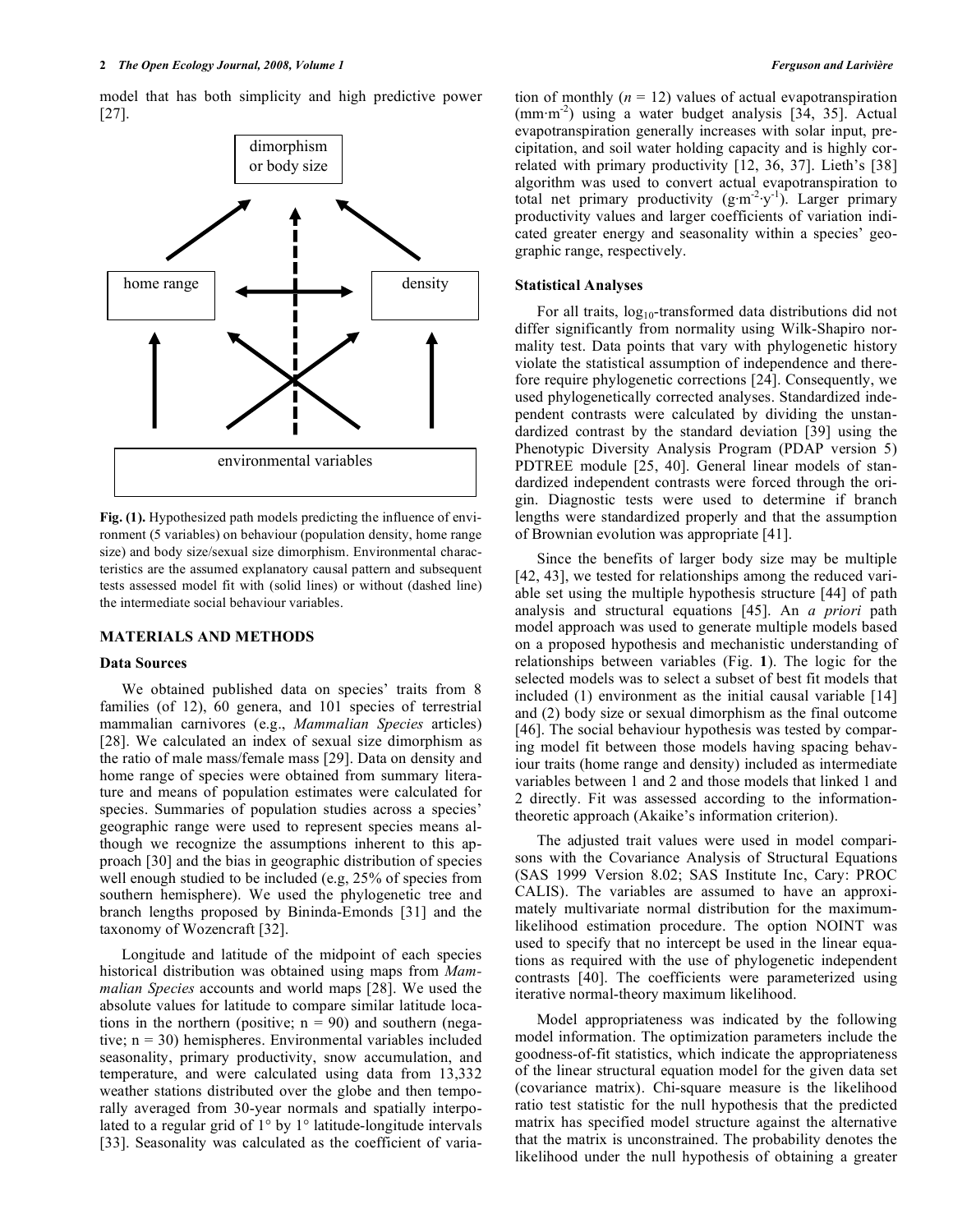model that has both simplicity and high predictive power [27].

Fig. (1). Hypothesized path models predicting the influence of environment (5 variables) on behaviour (population density, home range size) and body size/sexual size dimorphism. Environmental characteristics are the assumed explanatory causal pattern and subsequent tests assessed model fit with (solid lines) or without (dashed line) the intermediate social behaviour variables.

## MATERIALS AND METHODS

### Data Sources

We obtained published data on species' traits from 8 families (of 12), 60 genera, and 101 species of terrestrial mammalian carnivores (e.g., *Mammalian Species* articles) [28]. We calculated an index of sexual size dimorphism as the ratio of male mass/female mass [29]. Data on density and home range of species were obtained from summary literature and means of population estimates were calculated for species. Summaries of population studies across a species' geographic range were used to represent species means although we recognize the assumptions inherent to this approach [30] and the bias in geographic distribution of species well enough studied to be included (e.g, 25% of species from southern hemisphere). We used the phylogenetic tree and branch lengths proposed by Bininda-Emonds [31] and the taxonomy of Wozencraft [32].

Longitude and latitude of the midpoint of each species historical distribution was obtained using maps from *Mammalian Species* accounts and world maps [28]. We used the absolute values for latitude to compare similar latitude locations in the northern (positive; $n = 90$) and southern (negative; $n = 30$) hemispheres. Environmental variables included seasonality, primary productivity, snow accumulation, and temperature, and were calculated using data from 13,332 weather stations distributed over the globe and then temporally averaged from 30-year normals and spatially interpolated to a regular grid of 1° by 1° latitude-longitude intervals [33]. Seasonality was calculated as the coefficient of variation of monthly ($n = 12$) values of actual evapotranspiration ($mm \cdot m^{-2}$) using a water budget analysis [34, 35]. Actual evapotranspiration generally increases with solar input, precipitation, and soil water holding capacity and is highly correlated with primary productivity [12, 36, 37]. Lieth's [38] algorithm was used to convert actual evapotranspiration to total net primary productivity ($g \cdot m^{-2} \cdot y^{-1}$). Larger primary productivity values and larger coefficients of variation indicated greater energy and seasonality within a species' geographic range, respectively.

### Statistical Analyses

For all traits, $\log_{10}$-transformed data distributions did not differ significantly from normality using Wilk-Shapiro normality test. Data points that vary with phylogenetic history violate the statistical assumption of independence and therefore require phylogenetic corrections [24]. Consequently, we used phylogenetically corrected analyses. Standardized independent contrasts were calculated by dividing the unstandardized contrast by the standard deviation [39] using the Phenotypic Diversity Analysis Program (PDAP version 5) PDTREE module [25, 40]. General linear models of standardized independent contrasts were forced through the origin. Diagnostic tests were used to determine if branch lengths were standardized properly and that the assumption of Brownian evolution was appropriate [41].

Since the benefits of larger body size may be multiple [42, 43], we tested for relationships among the reduced variable set using the multiple hypothesis structure [44] of path analysis and structural equations [45]. An *a priori* path model approach was used to generate multiple models based on a proposed hypothesis and mechanistic understanding of relationships between variables (Fig. **1**). The logic for the selected models was to select a subset of best fit models that included (1) environment as the initial causal variable [14] and (2) body size or sexual dimorphism as the final outcome [46]. The social behaviour hypothesis was tested by comparing model fit between those models having spacing behaviour traits (home range and density) included as intermediate variables between 1 and 2 and those models that linked 1 and 2 directly. Fit was assessed according to the information-theoretic approach (Akaike's information criterion).

The adjusted trait values were used in model comparisons with the Covariance Analysis of Structural Equations (SAS 1999 Version 8.02; SAS Institute Inc, Cary: PROC CALIS). The variables are assumed to have an approximately multivariate normal distribution for the maximum-likelihood estimation procedure. The option NOINT was used to specify that no intercept be used in the linear equations as required with the use of phylogenetic independent contrasts [40]. The coefficients were parameterized using iterative normal-theory maximum likelihood.

Model appropriateness was indicated by the following model information. The optimization parameters include the goodness-of-fit statistics, which indicate the appropriateness of the linear structural equation model for the given data set (covariance measure). Chi-square measure is the likelihood ratio test statistic for the null hypothesis that the predicted matrix has specified model structure against the alternative that the matrix is unconstrained. The probability denotes the likelihood under the null hypothesis of obtaining a greater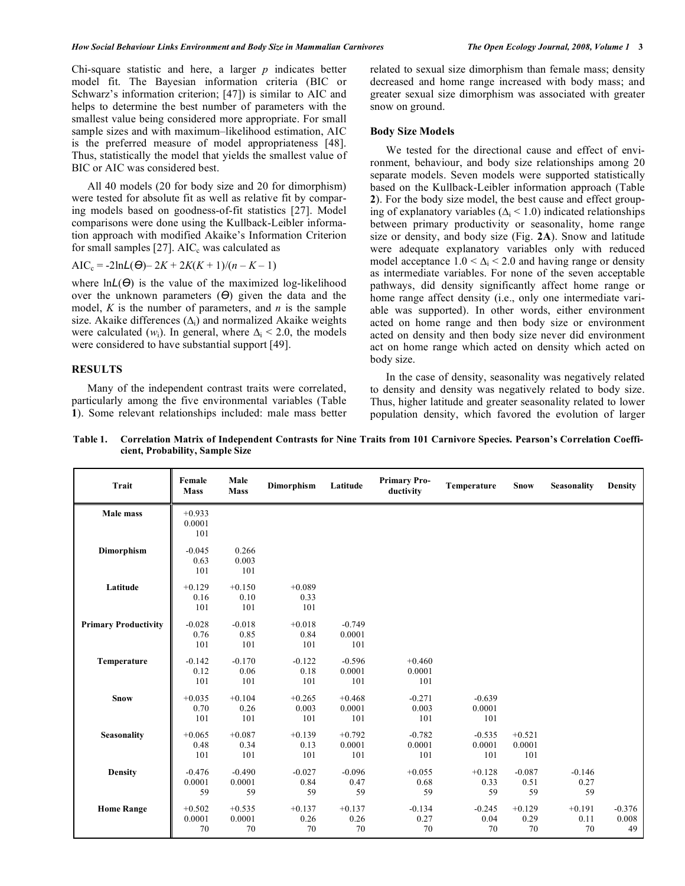Chi-square statistic and here, a larger $p$ indicates better model fit. The Bayesian information criteria (BIC or Schwarz's information criterion; [47]) is similar to AIC and helps to determine the best number of parameters with the smallest value being considered more appropriate. For small sample sizes and with maximum–likelihood estimation, AIC is the preferred measure of model appropriateness [48]. Thus, statistically the model that yields the smallest value of BIC or AIC was considered best.

All 40 models (20 for body size and 20 for dimorphism) were tested for absolute fit as well as relative fit by comparing models based on goodness-of-fit statistics [27]. Model comparisons were done using the Kullback-Leibler information approach with modified Akaike's Information Criterion for small samples [27]. $AIC_c$ was calculated as

$$AIC_c = -2\ln L(\Theta) - 2K + 2K(K+1)/(n-K-1)$$

where $\ln L(\Theta)$ is the value of the maximized log-likelihood over the unknown parameters ($\Theta$) given the data and the model, $K$ is the number of parameters, and $n$ is the sample size. Akaike differences ($\Delta_i$) and normalized Akaike weights were calculated ($w_i$). In general, where $\Delta_i < 2.0$, the models were considered to have substantial support [49].

## RESULTS

Many of the independent contrast traits were correlated, particularly among the five environmental variables (Table **1**). Some relevant relationships included: male mass better related to sexual size dimorphism than female mass; density decreased and home range increased with body mass; and greater sexual size dimorphism was associated with greater snow on ground.

### Body Size Models

We tested for the directional cause and effect of environment, behaviour, and body size relationships among 20 separate models. Seven models were supported statistically based on the Kullback-Leibler information approach (Table **2**). For the body size model, the best cause and effect grouping of explanatory variables ($\Delta_i < 1.0$) indicated relationships between primary productivity or seasonality, home range size or density, and body size (Fig. **2A**). Snow and latitude were adequate explanatory variables only with reduced model acceptance $1.0 < \Delta_i < 2.0$ and having range or density as intermediate variables. For none of the seven acceptable pathways, did density significantly affect home range or home range affect density (i.e., only one intermediate variable was supported). In other words, either environment acted on home range and then body size or environment acted on density and then body size never did environment act on home range which acted on density which acted on body size.

In the case of density, seasonality was negatively related to density and density was negatively related to body size. Thus, higher latitude and greater seasonality related to lower population density, which favored the evolution of larger

**Table 1. Correlation Matrix of Independent Contrasts for Nine Traits from 101 Carnivore Species. Pearson's Correlation Coefficient, Probability, Sample Size**

| Trait | Female Mass | Male Mass | Dimorphism | Latitude | Primary Productivity | Temperature | Snow | Seasonality | Density |
|---|---|---|---|---|---|---|---|---|---|
| **Male mass** | +0.933<br>0.0001<br>101 | | | | | | | | |
| **Dimorphism** | -0.045<br>0.63<br>101 | 0.266<br>0.003<br>101 | | | | | | | |
| **Latitude** | +0.129<br>0.16<br>101 | +0.150<br>0.10<br>101 | +0.089<br>0.33<br>101 | | | | | | |
| **Primary Productivity** | -0.028<br>0.76<br>101 | -0.018<br>0.85<br>101 | +0.018<br>0.84<br>101 | -0.749<br>0.0001<br>101 | | | | | |
| **Temperature** | -0.142<br>0.12<br>101 | -0.170<br>0.06<br>101 | -0.122<br>0.18<br>101 | -0.596<br>0.0001<br>101 | +0.460<br>0.0001<br>101 | | | | |
| **Snow** | +0.035<br>0.70<br>101 | +0.104<br>0.26<br>101 | +0.265<br>0.003<br>101 | +0.468<br>0.0001<br>101 | -0.271<br>0.003<br>101 | -0.639<br>0.0001<br>101 | | | |
| **Seasonality** | +0.065<br>0.48<br>101 | +0.087<br>0.34<br>101 | +0.139<br>0.13<br>101 | +0.792<br>0.0001<br>101 | -0.782<br>0.0001<br>101 | -0.535<br>0.0001<br>101 | +0.521<br>0.0001<br>101 | | |
| **Density** | -0.476<br>0.0001<br>59 | -0.490<br>0.0001<br>59 | -0.027<br>0.84<br>59 | -0.096<br>0.47<br>59 | +0.055<br>0.68<br>59 | +0.128<br>0.33<br>59 | -0.087<br>0.51<br>59 | -0.146<br>0.27<br>59 | |
| **Home Range** | +0.502<br>0.0001<br>70 | +0.535<br>0.0001<br>70 | +0.137<br>0.26<br>70 | +0.137<br>0.26<br>70 | -0.134<br>0.27<br>70 | -0.245<br>0.04<br>70 | +0.129<br>0.29<br>70 | +0.191<br>0.11<br>70 | -0.376<br>0.008<br>49 |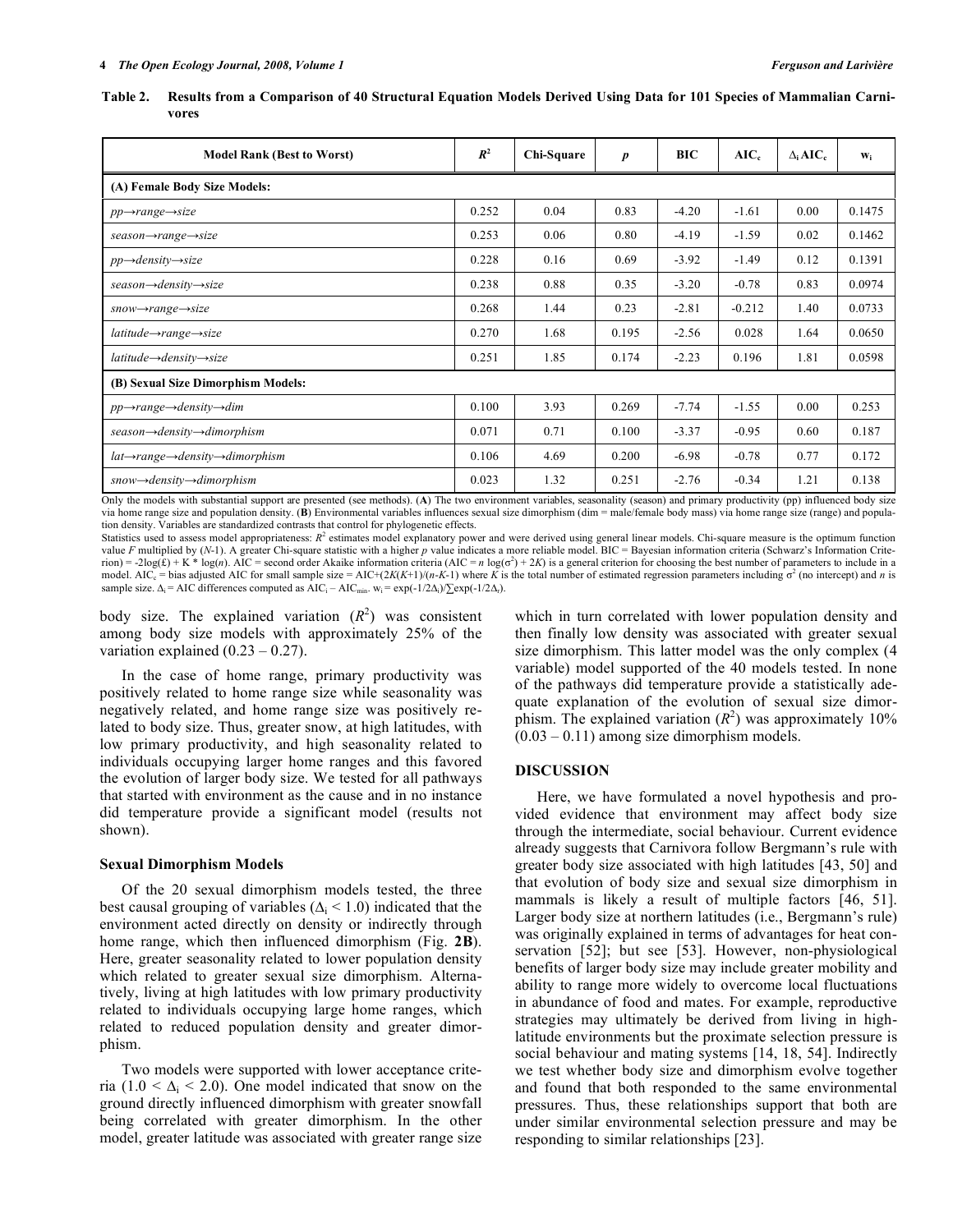**Table 2. Results from a Comparison of 40 Structural Equation Models Derived Using Data for 101 Species of Mammalian Carnivores**

| Model Rank (Best to Worst) | $R^2$ | Chi-Square | $p$ | BIC | $AIC_c$ | $\Delta_i AIC_c$ | $w_i$ |
|---|---|---|---|---|---|---|---|
| **(A) Female Body Size Models:** | | | | | | | |
| *pp→range→size* | 0.252 | 0.04 | 0.83 | -4.20 | -1.61 | 0.00 | 0.1475 |
| *season→range→size* | 0.253 | 0.06 | 0.80 | -4.19 | -1.59 | 0.02 | 0.1462 |
| *pp→density→size* | 0.228 | 0.16 | 0.69 | -3.92 | -1.49 | 0.12 | 0.1391 |
| *season→density→size* | 0.238 | 0.88 | 0.35 | -3.20 | -0.78 | 0.83 | 0.0974 |
| *snow→range→size* | 0.268 | 1.44 | 0.23 | -2.81 | -0.212 | 1.40 | 0.0733 |
| *latitude→range→size* | 0.270 | 1.68 | 0.195 | -2.56 | 0.028 | 1.64 | 0.0650 |
| *latitude→density→size* | 0.251 | 1.85 | 0.174 | -2.23 | 0.196 | 1.81 | 0.0598 |
| **(B) Sexual Size Dimorphism Models:** | | | | | | | |
| *pp→range→density→dim* | 0.100 | 3.93 | 0.269 | -7.74 | -1.55 | 0.00 | 0.253 |
| *season→density→dimorphism* | 0.071 | 0.71 | 0.100 | -3.37 | -0.95 | 0.60 | 0.187 |
| *lat→range→density→dimorphism* | 0.106 | 4.69 | 0.200 | -6.98 | -0.78 | 0.77 | 0.172 |
| *snow→density→dimorphism* | 0.023 | 1.32 | 0.251 | -2.76 | -0.34 | 1.21 | 0.138 |

Only the models with substantial support are presented (see methods). (**A**) The two environment variables, seasonality (season) and primary productivity (pp) influenced body size via home range size and population density. (**B**) Environmental variables influences sexual size dimorphism (dim = male/female body mass) via home range size (range) and population density. Variables are standardized contrasts that control for phylogenetic effects.

Statistics used to assess model appropriateness: $R^2$ estimates model explanatory power and were derived using general linear models. Chi-square measure is the optimum function value $F$ multiplied by ($N$-1). A greater Chi-square statistic with a higher $p$ value indicates a more reliable model. BIC = Bayesian information criteria (Schwarz's Information Criterion) = $-2\log(\pounds) + K * \log(n)$. AIC = second order Akaike information criteria (AIC = $n \log(\sigma^2) + 2K$) is a general criterion for choosing the best number of parameters to include in a model. $AIC_c$ = bias adjusted AIC for small sample size = $AIC+(2K(K+1)/(n-K-1)$ where $K$ is the total number of estimated regression parameters including $\sigma^2$ (no intercept) and $n$ is sample size. $\Delta_i$ = AIC differences computed as $AIC_i - AIC_{min}$. $w_i = \exp(-1/2\Delta_i)/\sum\exp(-1/2\Delta_r)$.

body size. The explained variation ($R^2$) was consistent among body size models with approximately 25% of the variation explained (0.23 – 0.27).

In the case of home range, primary productivity was positively related to home range size while seasonality was negatively related, and home range size was positively related to body size. Thus, greater snow, at high latitudes, with low primary productivity, and high seasonality related to individuals occupying larger home ranges and this favored the evolution of larger body size. We tested for all pathways that started with environment as the cause and in no instance did temperature provide a significant model (results not shown).

## Sexual Dimorphism Models

Of the 20 sexual dimorphism models tested, the three best causal grouping of variables ($\Delta_i$ < 1.0) indicated that the environment acted directly on density or indirectly through home range, which then influenced dimorphism (Fig. **2B**). Here, greater seasonality related to lower population density which related to greater sexual size dimorphism. Alternatively, living at high latitudes with low primary productivity related to individuals occupying large home ranges, which related to reduced population density and greater dimorphism.

Two models were supported with lower acceptance criteria (1.0 < $\Delta_i$ < 2.0). One model indicated that snow on the ground directly influenced dimorphism with greater snowfall being correlated with greater dimorphism. In the other model, greater latitude was associated with greater range size which in turn correlated with lower population density and then finally low density was associated with greater sexual size dimorphism. This latter model was the only complex (4 variable) model supported of the 40 models tested. In none of the pathways did temperature provide a statistically adequate explanation of the evolution of sexual size dimorphism. The explained variation ($R^2$) was approximately 10% (0.03 – 0.11) among size dimorphism models.

## DISCUSSION

Here, we have formulated a novel hypothesis and provided evidence that environment may affect body size through the intermediate, social behaviour. Current evidence already suggests that Carnivora follow Bergmann's rule with greater body size associated with high latitudes [43, 50] and that evolution of body size and sexual size dimorphism in mammals is likely a result of multiple factors [46, 51]. Larger body size at northern latitudes (i.e., Bergmann's rule) was originally explained in terms of advantages for heat conservation [52]; but see [53]. However, non-physiological benefits of larger body size may include greater mobility and ability to range more widely to overcome local fluctuations in abundance of food and mates. For example, reproductive strategies may ultimately be derived from living in high-latitude environments but the proximate selection pressure is social behaviour and mating systems [14, 18, 54]. Indirectly we test whether body size and dimorphism evolve together and found that both responded to the same environmental pressures. Thus, these relationships support that both are under similar environmental selection pressure and may be responding to similar relationships [23].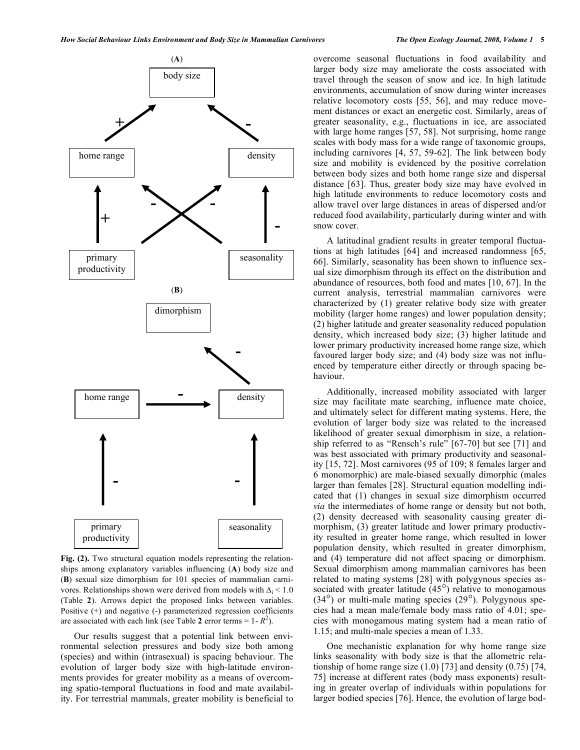Fig. (2). Two structural equation models representing the relationships among explanatory variables influencing (**A**) body size and (**B**) sexual size dimorphism for 101 species of mammalian carnivores. Relationships shown were derived from models with $\Delta_i < 1.0$ (Table **2**). Arrows depict the proposed links between variables. Positive (+) and negative (-) parameterized regression coefficients are associated with each link (see Table **2** error terms = 1- $R^2$).

Our results suggest that a potential link between environmental selection pressures and body size both among (species) and within (intrasexual) is spacing behaviour. The evolution of larger body size with high-latitude environments provides for greater mobility as a means of overcoming spatio-temporal fluctuations in food and mate availability. For terrestrial mammals, greater mobility is beneficial to overcome seasonal fluctuations in food availability and larger body size may ameliorate the costs associated with travel through the season of snow and ice. In high latitude environments, accumulation of snow during winter increases relative locomotory costs [55, 56], and may reduce movement distances or exact an energetic cost. Similarly, areas of greater seasonality, e.g., fluctuations in ice, are associated with large home ranges [57, 58]. Not surprising, home range scales with body mass for a wide range of taxonomic groups, including carnivores [4, 57, 59-62]. The link between body size and mobility is evidenced by the positive correlation between body sizes and both home range size and dispersal distance [63]. Thus, greater body size may have evolved in high latitude environments to reduce locomotory costs and allow travel over large distances in areas of dispersed and/or reduced food availability, particularly during winter and with snow cover.

A latitudinal gradient results in greater temporal fluctuations at high latitudes [64] and increased randomness [65, 66]. Similarly, seasonality has been shown to influence sexual size dimorphism through its effect on the distribution and abundance of resources, both food and mates [10, 67]. In the current analysis, terrestrial mammalian carnivores were characterized by (1) greater relative body size with greater mobility (larger home ranges) and lower population density; (2) higher latitude and greater seasonality reduced population density, which increased body size; (3) higher latitude and lower primary productivity increased home range size, which favoured larger body size; and (4) body size was not influenced by temperature either directly or through spacing behaviour.

Additionally, increased mobility associated with larger size may facilitate mate searching, influence mate choice, and ultimately select for different mating systems. Here, the evolution of larger body size was related to the increased likelihood of greater sexual dimorphism in size, a relationship referred to as "Rensch's rule" [67-70] but see [71] and was best associated with primary productivity and seasonality [15, 72]. Most carnivores (95 of 109; 8 females larger and 6 monomorphic) are male-biased sexually dimorphic (males larger than females [28]. Structural equation modelling indicated that (1) changes in sexual size dimorphism occurred *via* the intermediates of home range or density but not both, (2) density decreased with seasonality causing greater dimorphism, (3) greater latitude and lower primary productivity resulted in greater home range, which resulted in lower population density, which resulted in greater dimorphism, and (4) temperature did not affect spacing or dimorphism. Sexual dimorphism among mammalian carnivores has been related to mating systems [28] with polygynous species associated with greater latitude (45°) relative to monogamous (34°) or multi-male mating species (29°). Polygynous species had a mean male/female body mass ratio of 4.01; species with monogamous mating system had a mean ratio of 1.15; and multi-male species a mean of 1.33.

One mechanistic explanation for why home range size links seasonality with body size is that the allometric relationship of home range size (1.0) [73] and density (0.75) [74, 75] increase at different rates (body mass exponents) resulting in greater overlap of individuals within populations for larger bodied species [76]. Hence, the evolution of large bod-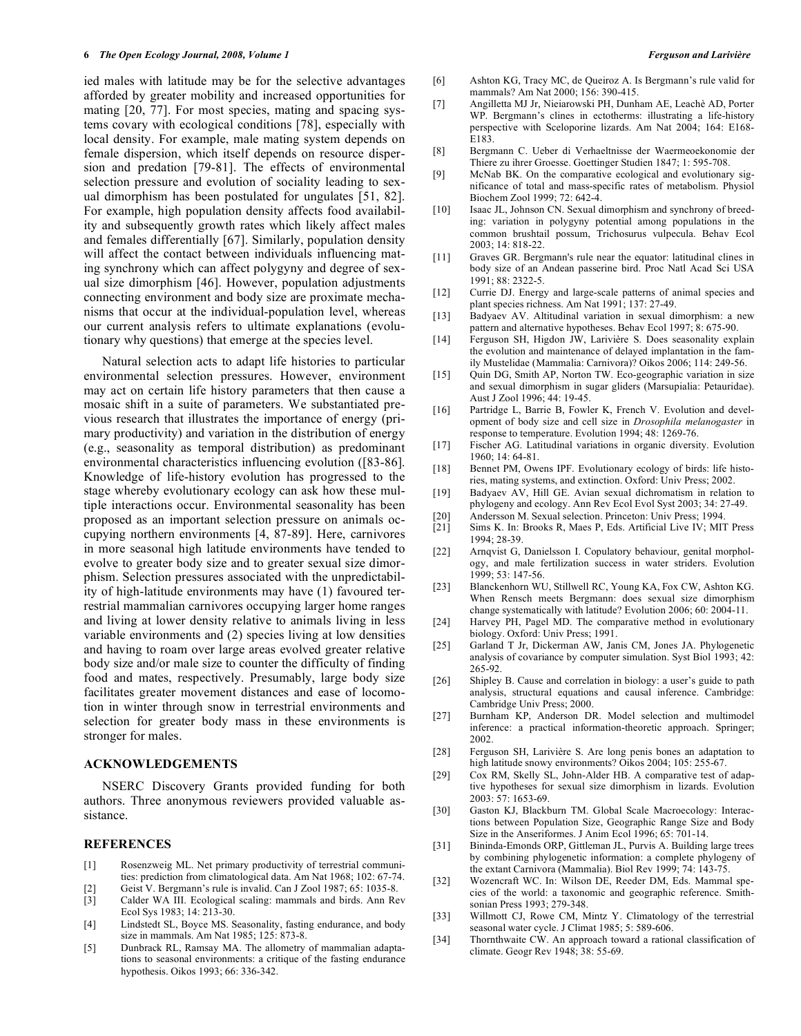ied males with latitude may be for the selective advantages afforded by greater mobility and increased opportunities for mating [20, 77]. For most species, mating and spacing systems covary with ecological conditions [78], especially with local density. For example, male mating system depends on female dispersion, which itself depends on resource dispersion and predation [79-81]. The effects of environmental selection pressure and evolution of sociality leading to sexual dimorphism has been postulated for ungulates [51, 82]. For example, high population density affects food availability and subsequently growth rates which likely affect males and females differentially [67]. Similarly, population density will affect the contact between individuals influencing mating synchrony which can affect polygyny and degree of sexual size dimorphism [46]. However, population adjustments connecting environment and body size are proximate mechanisms that occur at the individual-population level, whereas our current analysis refers to ultimate explanations (evolutionary why questions) that emerge at the species level.

Natural selection acts to adapt life histories to particular environmental selection pressures. However, environment may act on certain life history parameters that then cause a mosaic shift in a suite of parameters. We substantiated previous research that illustrates the importance of energy (primary productivity) and variation in the distribution of energy (e.g., seasonality as temporal distribution) as predominant environmental characteristics influencing evolution ([83-86]. Knowledge of life-history evolution has progressed to the stage whereby evolutionary ecology can ask how these multiple interactions occur. Environmental seasonality has been proposed as an important selection pressure on animals occupying northern environments [4, 87-89]. Here, carnivores in more seasonal high latitude environments have tended to evolve to greater body size and to greater sexual size dimorphism. Selection pressures associated with the unpredictability of high-latitude environments may have (1) favoured terrestrial mammalian carnivores occupying larger home ranges and living at lower density relative to animals living in less variable environments and (2) species living at low densities and having to roam over large areas evolved greater relative body size and/or male size to counter the difficulty of finding food and mates, respectively. Presumably, large body size facilitates greater movement distances and ease of locomotion in winter through snow in terrestrial environments and selection for greater body mass in these environments is stronger for males.

## ACKNOWLEDGEMENTS

NSERC Discovery Grants provided funding for both authors. Three anonymous reviewers provided valuable assistance.

## REFERENCES

[1] Rosenzweig ML. Net primary productivity of terrestrial communities: prediction from climatological data. Am Nat 1968; 102: 67-74.

[2] Geist V. Bergmann's rule is invalid. Can J Zool 1987; 65: 1035-8.

[3] Calder WA III. Ecological scaling: mammals and birds. Ann Rev Ecol Sys 1983; 14: 213-30.

[4] Lindstedt SL, Boyce MS. Seasonality, fasting endurance, and body size in mammals. Am Nat 1985; 125: 873-8.

[5] Dunbrack RL, Ramsay MA. The allometry of mammalian adaptations to seasonal environments: a critique of the fasting endurance hypothesis. Oikos 1993; 66: 336-342.

[6] Ashton KG, Tracy MC, de Queiroz A. Is Bergmann's rule valid for mammals? Am Nat 2000; 156: 390-415.

[7] Angilletta MJ Jr, Nieiarowski PH, Dunham AE, Leachè AD, Porter WP. Bergmann's clines in ectotherms: illustrating a life-history perspective with Sceloporine lizards. Am Nat 2004; 164: E168-E183.

[8] Bergmann C. Ueber di Verhaeltnisse der Waermeoekonomie der Thiere zu ihrer Groesse. Goettinger Studien 1847; 1: 595-708.

[9] McNab BK. On the comparative ecological and evolutionary significance of total and mass-specific rates of metabolism. Physiol Biochem Zool 1999; 72: 642-4.

[10] Isaac JL, Johnson CN. Sexual dimorphism and synchrony of breeding: variation in polygyny potential among populations in the common brushtail possum, Trichosurus vulpecula. Behav Ecol 2003; 14: 818-22.

[11] Graves GR. Bergmann's rule near the equator: latitudinal clines in body size of an Andean passerine bird. Proc Natl Acad Sci USA 1991; 88: 2322-5.

[12] Currie DJ. Energy and large-scale patterns of animal species and plant species richness. Am Nat 1991; 137: 27-49.

[13] Badyaev AV. Altitudinal variation in sexual dimorphism: a new pattern and alternative hypotheses. Behav Ecol 1997; 8: 675-90.

[14] Ferguson SH, Higdon JW, Larivière S. Does seasonality explain the evolution and maintenance of delayed implantation in the family Mustelidae (Mammalia: Carnivora)? Oikos 2006; 114: 249-56.

[15] Quin DG, Smith AP, Norton TW. Eco-geographic variation in size and sexual dimorphism in sugar gliders (Marsupialia: Petauridae). Aust J Zool 1996; 44: 19-45.

[16] Partridge L, Barrie B, Fowler K, French V. Evolution and development of body size and cell size in *Drosophila melanogaster* in response to temperature. Evolution 1994; 48: 1269-76.

[17] Fischer AG. Latitudinal variations in organic diversity. Evolution 1960; 14: 64-81.

[18] Bennet PM, Owens IPF. Evolutionary ecology of birds: life histories, mating systems, and extinction. Oxford: Univ Press; 2002.

[19] Badyaev AV, Hill GE. Avian sexual dichromatism in relation to phylogeny and ecology. Ann Rev Ecol Evol Syst 2003; 34: 27-49.

[20] Andersson M. Sexual selection. Princeton: Univ Press; 1994.

[21] Sims K. In: Brooks R, Maes P, Eds. Artificial Live IV; MIT Press 1994; 28-39.

[22] Arnqvist G, Danielsson I. Copulatory behaviour, genital morphology, and male fertilization success in water striders. Evolution 1999; 53: 147-56.

[23] Blanckenhorn WU, Stillwell RC, Young KA, Fox CW, Ashton KG. When Rensch meets Bergmann: does sexual size dimorphism change systematically with latitude? Evolution 2006; 60: 2004-11.

[24] Harvey PH, Pagel MD. The comparative method in evolutionary biology. Oxford: Univ Press; 1991.

[25] Garland T Jr, Dickerman AW, Janis CM, Jones JA. Phylogenetic analysis of covariance by computer simulation. Syst Biol 1993; 42: 265-92.

[26] Shipley B. Cause and correlation in biology: a user's guide to path analysis, structural equations and causal inference. Cambridge: Cambridge Univ Press; 2000.

[27] Burnham KP, Anderson DR. Model selection and multimodel inference: a practical information-theoretic approach. Springer; 2002.

[28] Ferguson SH, Larivière S. Are long penis bones an adaptation to high latitude snowy environments? Oikos 2004; 105: 255-67.

[29] Cox RM, Skelly SL, John-Alder HB. A comparative test of adaptive hypotheses for sexual size dimorphism in lizards. Evolution 2003: 57: 1653-69.

[30] Gaston KJ, Blackburn TM. Global Scale Macroecology: Interactions between Population Size, Geographic Range Size and Body Size in the Anseriformes. J Anim Ecol 1996; 65: 701-14.

[31] Bininda-Emonds ORP, Gittleman JL, Purvis A. Building large trees by combining phylogenetic information: a complete phylogeny of the extant Carnivora (Mammalia). Biol Rev 1999; 74: 143-75.

[32] Wozencraft WC. In: Wilson DE, Reeder DM, Eds. Mammal species of the world: a taxonomic and geographic reference. Smithsonian Press 1993; 279-348.

[33] Willmott CJ, Rowe CM, Mintz Y. Climatology of the terrestrial seasonal water cycle. J Climat 1985; 5: 589-606.

[34] Thornthwaite CW. An approach toward a rational classification of climate. Geogr Rev 1948; 38: 55-69.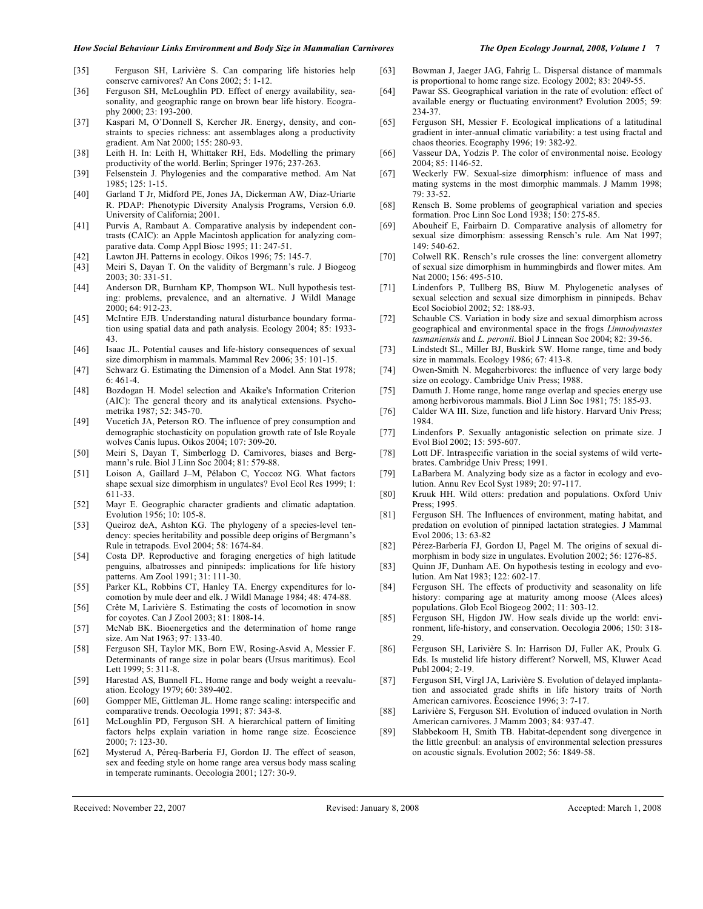[35] Ferguson SH, Larivière S. Can comparing life histories help conserve carnivores? An Cons 2002; 5: 1-12.

[36] Ferguson SH, McLoughlin PD. Effect of energy availability, seasonality, and geographic range on brown bear life history. Ecography 2000; 23: 193-200.

[37] Kaspari M, O'Donnell S, Kercher JR. Energy, density, and constraints to species richness: ant assemblages along a productivity gradient. Am Nat 2000; 155: 280-93.

[38] Leith H. In: Leith H, Whittaker RH, Eds. Modelling the primary productivity of the world. Berlin; Springer 1976; 237-263.

[39] Felsenstein J. Phylogenies and the comparative method. Am Nat 1985; 125: 1-15.

[40] Garland T Jr, Midford PE, Jones JA, Dickerman AW, Diaz-Uriarte R. PDAP: Phenotypic Diversity Analysis Programs, Version 6.0. University of California; 2001.

[41] Purvis A, Rambaut A. Comparative analysis by independent contrasts (CAIC): an Apple Macintosh application for analyzing comparative data. Comp Appl Biosc 1995; 11: 247-51.

[42] Lawton JH. Patterns in ecology. Oikos 1996; 75: 145-7.

[43] Meiri S, Dayan T. On the validity of Bergmann's rule. J Biogeog 2003; 30: 331-51.

[44] Anderson DR, Burnham KP, Thompson WL. Null hypothesis testing: problems, prevalence, and an alternative. J Wildl Manage 2000; 64: 912-23.

[45] McIntire EJB. Understanding natural disturbance boundary formation using spatial data and path analysis. Ecology 2004; 85: 1933-43.

[46] Isaac JL. Potential causes and life-history consequences of sexual size dimorphism in mammals. Mammal Rev 2006; 35: 101-15.

[47] Schwarz G. Estimating the Dimension of a Model. Ann Stat 1978; 6: 461-4.

[48] Bozdogan H. Model selection and Akaike's Information Criterion (AIC): The general theory and its analytical extensions. Psychometrika 1987; 52: 345-70.

[49] Vucetich JA, Peterson RO. The influence of prey consumption and demographic stochasticity on population growth rate of Isle Royale wolves Canis lupus. Oikos 2004; 107: 309-20.

[50] Meiri S, Dayan T, Simberlogg D. Carnivores, biases and Bergmann's rule. Biol J Linn Soc 2004; 81: 579-88.

[51] Loison A, Gaillard J–M, Pélabon C, Yoccoz NG. What factors shape sexual size dimorphism in ungulates? Evol Ecol Res 1999; 1: 611-33.

[52] Mayr E. Geographic character gradients and climatic adaptation. Evolution 1956; 10: 105-8.

[53] Queiroz deA, Ashton KG. The phylogeny of a species-level tendency: species heritability and possible deep origins of Bergmann's Rule in tetrapods. Evol 2004; 58: 1674-84.

[54] Costa DP. Reproductive and foraging energetics of high latitude penguins, albatrosses and pinnipeds: implications for life history patterns. Am Zool 1991; 31: 111-30.

[55] Parker KL, Robbins CT, Hanley TA. Energy expenditures for locomotion by mule deer and elk. J Wildl Manage 1984; 48: 474-88.

[56] Crête M, Larivière S. Estimating the costs of locomotion in snow for coyotes. Can J Zool 2003; 81: 1808-14.

[57] McNab BK. Bioenergetics and the determination of home range size. Am Nat 1963; 97: 133-40.

[58] Ferguson SH, Taylor MK, Born EW, Rosing-Asvid A, Messier F. Determinants of range size in polar bears (Ursus maritimus). Ecol Lett 1999; 5: 311-8.

[59] Harestad AS, Bunnell FL. Home range and body weight a reevaluation. Ecology 1979; 60: 389-402.

[60] Gompper ME, Gittleman JL. Home range scaling: interspecific and comparative trends. Oecologia 1991; 87: 343-8.

[61] McLoughlin PD, Ferguson SH. A hierarchical pattern of limiting factors helps explain variation in home range size. Écoscience 2000; 7: 123-30.

[62] Mysterud A, Péreq-Barberia FJ, Gordon IJ. The effect of season, sex and feeding style on home range area versus body mass scaling in temperate ruminants. Oecologia 2001; 127: 30-9.

[63] Bowman J, Jaeger JAG, Fahrig L. Dispersal distance of mammals is proportional to home range size. Ecology 2002; 83: 2049-55.

[64] Pawar SS. Geographical variation in the rate of evolution: effect of available energy or fluctuating environment? Evolution 2005; 59: 234-37.

[65] Ferguson SH, Messier F. Ecological implications of a latitudinal gradient in inter-annual climatic variability: a test using fractal and chaos theories. Ecography 1996; 19: 382-92.

[66] Vasseur DA, Yodzis P. The color of environmental noise. Ecology 2004; 85: 1146-52.

[67] Weckerly FW. Sexual-size dimorphism: influence of mass and mating systems in the most dimorphic mammals. J Mamm 1998; 79: 33-52.

[68] Rensch B. Some problems of geographical variation and species formation. Proc Linn Soc Lond 1938; 150: 275-85.

[69] Abouheif E, Fairbairn D. Comparative analysis of allometry for sexual size dimorphism: assessing Rensch's rule. Am Nat 1997; 149: 540-62.

[70] Colwell RK. Rensch's rule crosses the line: convergent allometry of sexual size dimorphism in hummingbirds and flower mites. Am Nat 2000; 156: 495-510.

[71] Lindenfors P, Tullberg BS, Biuw M. Phylogenetic analyses of sexual selection and sexual size dimorphism in pinnipeds. Behav Ecol Sociobiol 2002; 52: 188-93.

[72] Schauble CS. Variation in body size and sexual dimorphism across geographical and environmental space in the frogs *Limnodynastes tasmaniensis* and *L. peronii*. Biol J Linnean Soc 2004; 82: 39-56.

[73] Lindstedt SL, Miller BJ, Buskirk SW. Home range, time and body size in mammals. Ecology 1986; 67: 413-8.

[74] Owen-Smith N. Megaherbivores: the influence of very large body size on ecology. Cambridge Univ Press; 1988.

[75] Damuth J. Home range, home range overlap and species energy use among herbivorous mammals. Biol J Linn Soc 1981; 75: 185-93.

[76] Calder WA III. Size, function and life history. Harvard Univ Press; 1984.

[77] Lindenfors P. Sexually antagonistic selection on primate size. J Evol Biol 2002; 15: 595-607.

[78] Lott DF. Intraspecific variation in the social systems of wild vertebrates. Cambridge Univ Press; 1991.

[79] LaBarbera M. Analyzing body size as a factor in ecology and evolution. Annu Rev Ecol Syst 1989; 20: 97-117.

[80] Kruuk HH. Wild otters: predation and populations. Oxford Univ Press; 1995.

[81] Ferguson SH. The Influences of environment, mating habitat, and predation on evolution of pinniped lactation strategies. J Mammal Evol 2006; 13: 63-82

[82] Pérez-Barbería FJ, Gordon IJ, Pagel M. The origins of sexual dimorphism in body size in ungulates. Evolution 2002; 56: 1276-85.

[83] Quinn JF, Dunham AE. On hypothesis testing in ecology and evolution. Am Nat 1983; 122: 602-17.

[84] Ferguson SH. The effects of productivity and seasonality on life history: comparing age at maturity among moose (Alces alces) populations. Glob Ecol Biogeog 2002; 11: 303-12.

[85] Ferguson SH, Higdon JW. How seals divide up the world: environment, life-history, and conservation. Oecologia 2006; 150: 318-29.

[86] Ferguson SH, Larivière S. In: Harrison DJ, Fuller AK, Proulx G. Eds. Is mustelid life history different? Norwell, MS, Kluwer Acad Publ 2004; 2-19.

[87] Ferguson SH, Virgl JA, Larivière S. Evolution of delayed implantation and associated grade shifts in life history traits of North American carnivores. Ècoscience 1996; 3: 7-17.

[88] Larivière S, Ferguson SH. Evolution of induced ovulation in North American carnivores. J Mamm 2003; 84: 937-47.

[89] Slabbekoorn H, Smith TB. Habitat-dependent song divergence in the little greenbul: an analysis of environmental selection pressures on acoustic signals. Evolution 2002; 56: 1849-58.

Received: November 22, 2007 Revised: January 8, 2008 Accepted: March 1, 2008